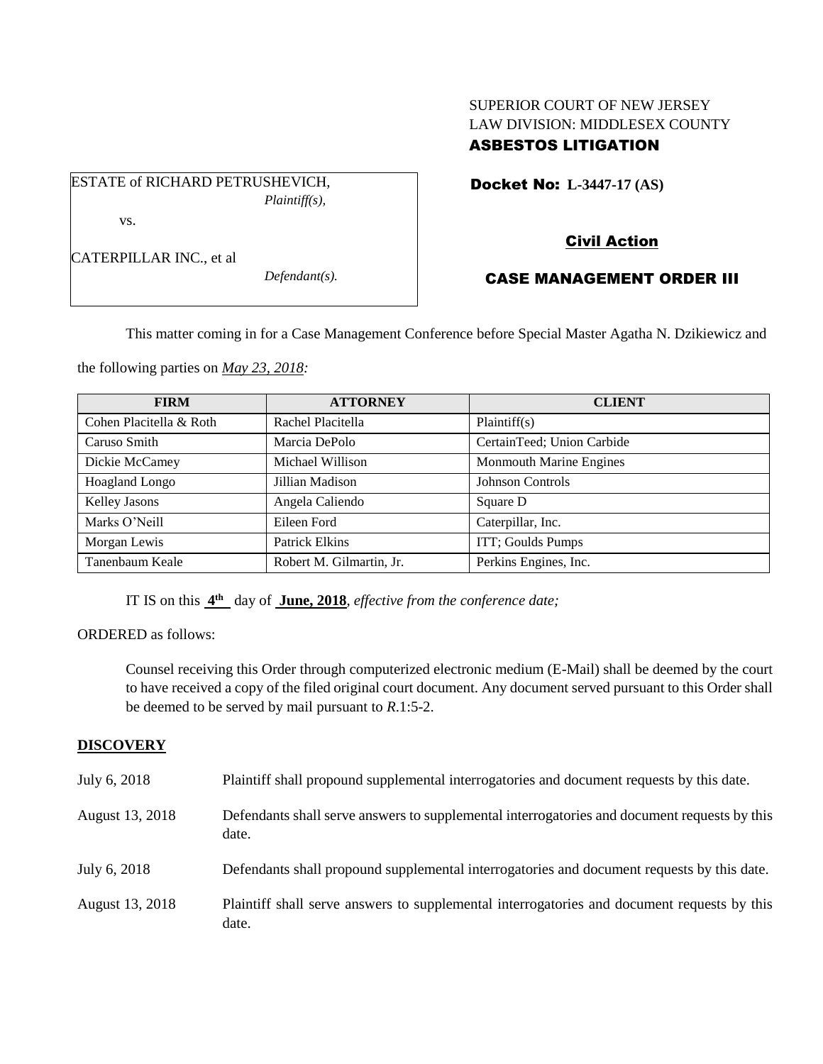SUPERIOR COURT OF NEW JERSEY
LAW DIVISION: MIDDLESEX COUNTY
**ASBESTOS LITIGATION**

ESTATE of RICHARD PETRUSHEVICH,
*Plaintiff(s),*

vs.

CATERPILLAR INC., et al
*Defendant(s).*

**Docket No: L-3447-17 (AS)**

**Civil Action**

**CASE MANAGEMENT ORDER III**

This matter coming in for a Case Management Conference before Special Master Agatha N. Dzikiewicz and the following parties on *May 23, 2018:*

| FIRM | ATTORNEY | CLIENT |
|---|---|---|
| Cohen Placitella & Roth | Rachel Placitella | Plaintiff(s) |
| Caruso Smith | Marcia DePolo | CertainTeed; Union Carbide |
| Dickie McCamey | Michael Willison | Monmouth Marine Engines |
| Hoagland Longo | Jillian Madison | Johnson Controls |
| Kelley Jasons | Angela Caliendo | Square D |
| Marks O'Neill | Eileen Ford | Caterpillar, Inc. |
| Morgan Lewis | Patrick Elkins | ITT; Goulds Pumps |
| Tanenbaum Keale | Robert M. Gilmartin, Jr. | Perkins Engines, Inc. |

IT IS on this **4th** day of **June, 2018**, *effective from the conference date;*

ORDERED as follows:

Counsel receiving this Order through computerized electronic medium (E-Mail) shall be deemed by the court to have received a copy of the filed original court document. Any document served pursuant to this Order shall be deemed to be served by mail pursuant to *R*.1:5-2.

**DISCOVERY**

| | |
|---|---|
| July 6, 2018 | Plaintiff shall propound supplemental interrogatories and document requests by this date. |
| August 13, 2018 | Defendants shall serve answers to supplemental interrogatories and document requests by this date. |
| July 6, 2018 | Defendants shall propound supplemental interrogatories and document requests by this date. |
| August 13, 2018 | Plaintiff shall serve answers to supplemental interrogatories and document requests by this date. |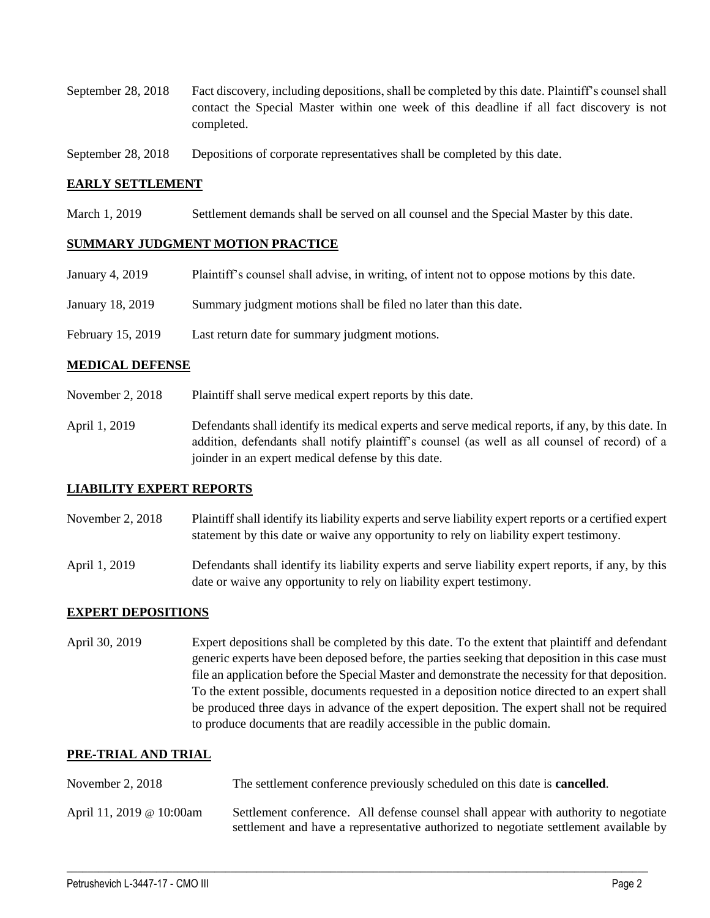September 28, 2018 Fact discovery, including depositions, shall be completed by this date. Plaintiff's counsel shall contact the Special Master within one week of this deadline if all fact discovery is not completed.

September 28, 2018 Depositions of corporate representatives shall be completed by this date.

## EARLY SETTLEMENT

March 1, 2019 Settlement demands shall be served on all counsel and the Special Master by this date.

## SUMMARY JUDGMENT MOTION PRACTICE

January 4, 2019 Plaintiff's counsel shall advise, in writing, of intent not to oppose motions by this date.

January 18, 2019 Summary judgment motions shall be filed no later than this date.

February 15, 2019 Last return date for summary judgment motions.

## MEDICAL DEFENSE

November 2, 2018 Plaintiff shall serve medical expert reports by this date.

April 1, 2019 Defendants shall identify its medical experts and serve medical reports, if any, by this date. In addition, defendants shall notify plaintiff's counsel (as well as all counsel of record) of a joinder in an expert medical defense by this date.

## LIABILITY EXPERT REPORTS

November 2, 2018 Plaintiff shall identify its liability experts and serve liability expert reports or a certified expert statement by this date or waive any opportunity to rely on liability expert testimony.

April 1, 2019 Defendants shall identify its liability experts and serve liability expert reports, if any, by this date or waive any opportunity to rely on liability expert testimony.

## EXPERT DEPOSITIONS

April 30, 2019 Expert depositions shall be completed by this date. To the extent that plaintiff and defendant generic experts have been deposed before, the parties seeking that deposition in this case must file an application before the Special Master and demonstrate the necessity for that deposition. To the extent possible, documents requested in a deposition notice directed to an expert shall be produced three days in advance of the expert deposition. The expert shall not be required to produce documents that are readily accessible in the public domain.

## PRE-TRIAL AND TRIAL

November 2, 2018 The settlement conference previously scheduled on this date is **cancelled**.

April 11, 2019 @ 10:00am Settlement conference. All defense counsel shall appear with authority to negotiate settlement and have a representative authorized to negotiate settlement available by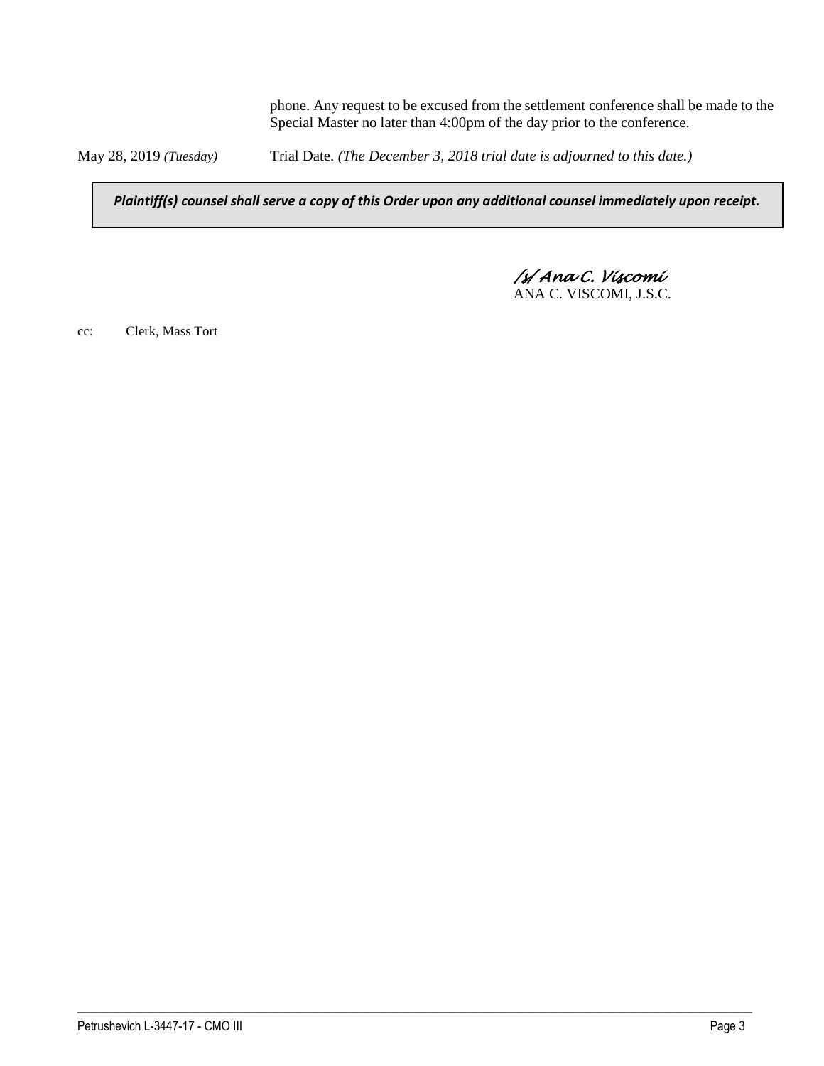phone. Any request to be excused from the settlement conference shall be made to the Special Master no later than 4:00pm of the day prior to the conference.

May 28, 2019 *(Tuesday)* Trial Date. *(The December 3, 2018 trial date is adjourned to this date.)*

***Plaintiff(s) counsel shall serve a copy of this Order upon any additional counsel immediately upon receipt.***

/s/ Ana C. Viscomi
ANA C. VISCOMI, J.S.C.

cc: Clerk, Mass Tort